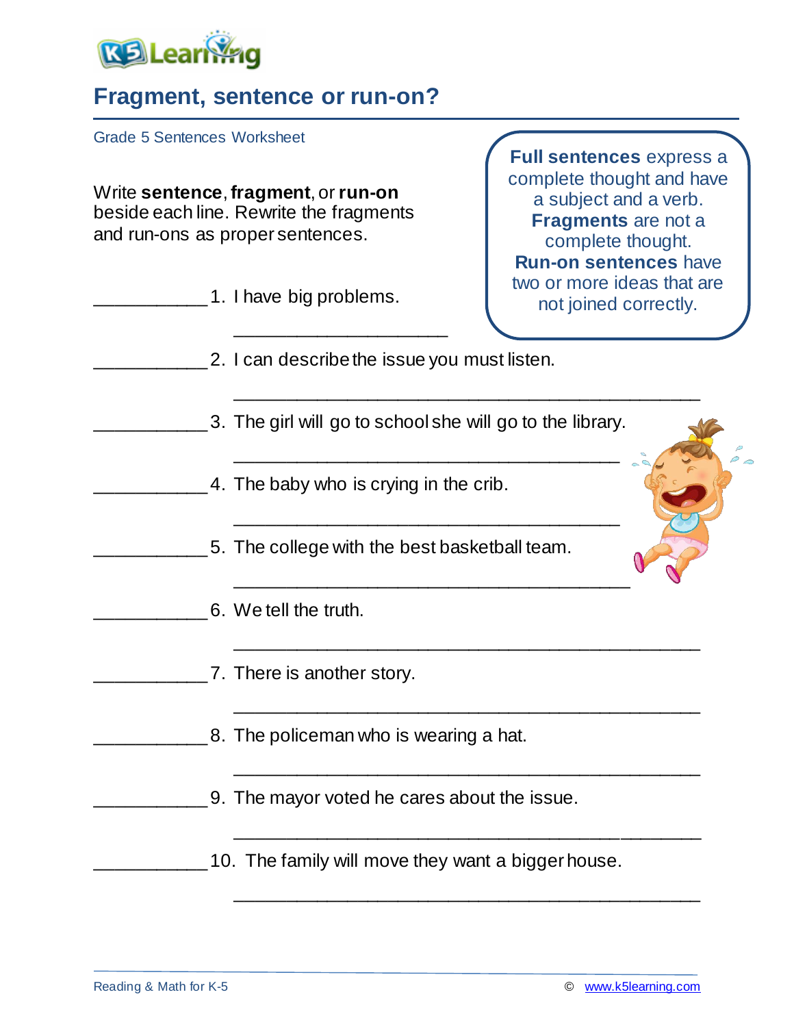# Fragment, sentence or run-on?

Grade 5 Sentences Worksheet

Write **sentence**, **fragment**, or **run-on** beside each line. Rewrite the fragments and run-ons as proper sentences.

> **Full sentences** express a complete thought and have a subject and a verb.
> **Fragments** are not a complete thought.
> **Run-on sentences** have two or more ideas that are not joined correctly.

___________ 1. I have big problems.

_____________________________________

___________ 2. I can describe the issue you must listen.

_____________________________________

___________ 3. The girl will go to school she will go to the library.

_____________________________________

___________ 4. The baby who is crying in the crib.

_____________________________________

___________ 5. The college with the best basketball team.

_____________________________________

___________ 6. We tell the truth.

_____________________________________

___________ 7. There is another story.

_____________________________________

___________ 8. The policeman who is wearing a hat.

_____________________________________

___________ 9. The mayor voted he cares about the issue.

_____________________________________

___________ 10. The family will move they want a bigger house.

_____________________________________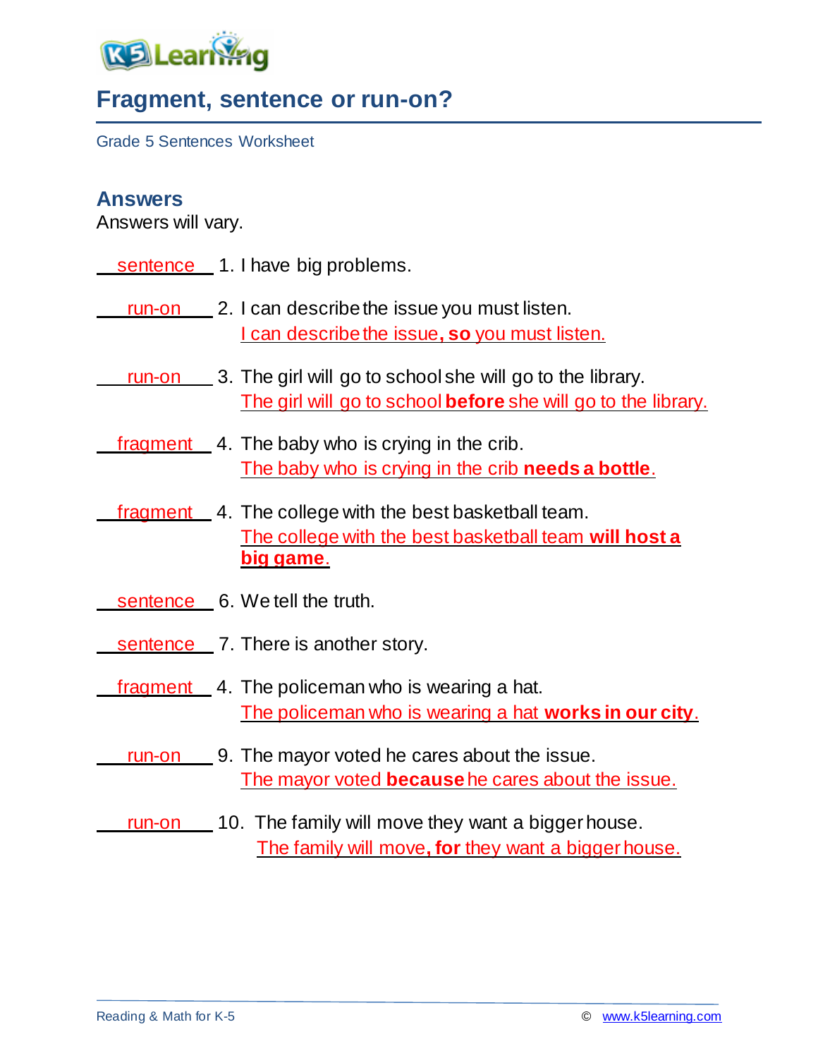# Fragment, sentence or run-on?

Grade 5 Sentences Worksheet

## Answers

Answers will vary.

\_\_sentence\_\_ 1. I have big problems.

\_\_run-on\_\_ 2. I can describe the issue you must listen.
I can describe the issue**, so** you must listen.

\_\_run-on\_\_ 3. The girl will go to school she will go to the library.
The girl will go to school **before** she will go to the library.

\_\_fragment\_\_ 4. The baby who is crying in the crib.
The baby who is crying in the crib **needs a bottle**.

\_\_fragment\_\_ 4. The college with the best basketball team.
The college with the best basketball team **will host a big game**.

\_\_sentence\_\_ 6. We tell the truth.

\_\_sentence\_\_ 7. There is another story.

\_\_fragment\_\_ 4. The policeman who is wearing a hat.
The policeman who is wearing a hat **works in our city**.

\_\_run-on\_\_ 9. The mayor voted he cares about the issue.
The mayor voted **because** he cares about the issue.

\_\_run-on\_\_ 10. The family will move they want a bigger house.
The family will move**, for** they want a bigger house.